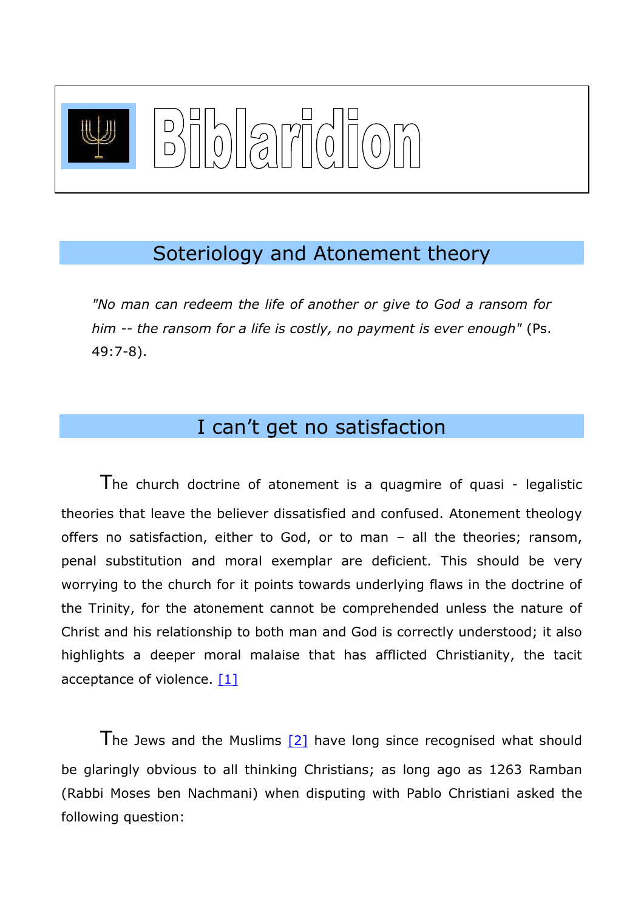# Biblaridion

## Soteriology and Atonement theory

*"No man can redeem the life of another or give to God a ransom for him -- the ransom for a life is costly, no payment is ever enough"* (Ps. 49:7-8).

## I can't get no satisfaction

The church doctrine of atonement is a quagmire of quasi - legalistic theories that leave the believer dissatisfied and confused. Atonement theology offers no satisfaction, either to God, or to man – all the theories; ransom, penal substitution and moral exemplar are deficient. This should be very worrying to the church for it points towards underlying flaws in the doctrine of the Trinity, for the atonement cannot be comprehended unless the nature of Christ and his relationship to both man and God is correctly understood; it also highlights a deeper moral malaise that has afflicted Christianity, the tacit acceptance of violence. [1]

The Jews and the Muslims [2] have long since recognised what should be glaringly obvious to all thinking Christians; as long ago as 1263 Ramban (Rabbi Moses ben Nachmani) when disputing with Pablo Christiani asked the following question: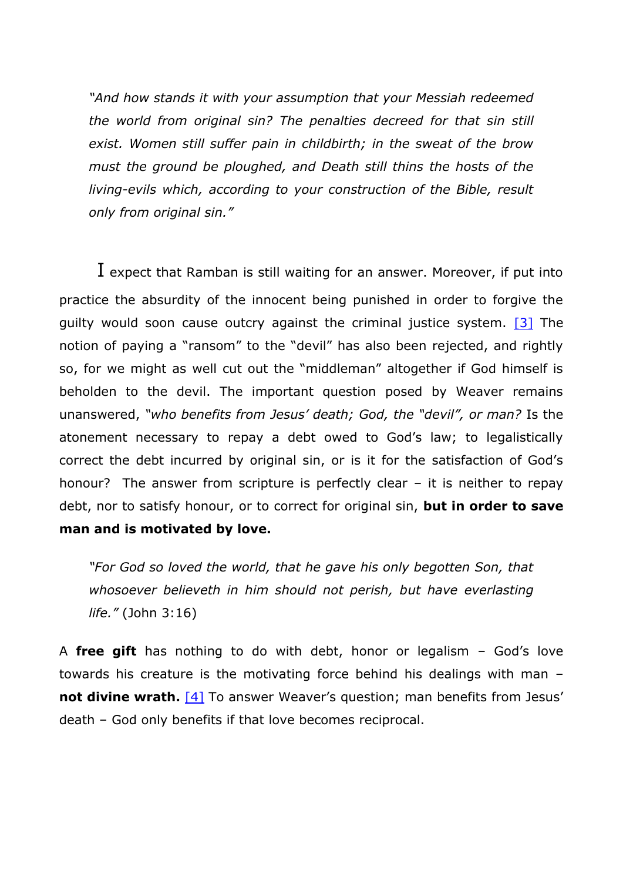*"And how stands it with your assumption that your Messiah redeemed the world from original sin? The penalties decreed for that sin still exist. Women still suffer pain in childbirth; in the sweat of the brow must the ground be ploughed, and Death still thins the hosts of the living-evils which, according to your construction of the Bible, result only from original sin."*

I expect that Ramban is still waiting for an answer. Moreover, if put into practice the absurdity of the innocent being punished in order to forgive the guilty would soon cause outcry against the criminal justice system. [3] The notion of paying a "ransom" to the "devil" has also been rejected, and rightly so, for we might as well cut out the "middleman" altogether if God himself is beholden to the devil. The important question posed by Weaver remains unanswered, *"who benefits from Jesus' death; God, the "devil", or man?* Is the atonement necessary to repay a debt owed to God's law; to legalistically correct the debt incurred by original sin, or is it for the satisfaction of God's honour? The answer from scripture is perfectly clear – it is neither to repay debt, nor to satisfy honour, or to correct for original sin, **but in order to save man and is motivated by love.**

*"For God so loved the world, that he gave his only begotten Son, that whosoever believeth in him should not perish, but have everlasting life."* (John 3:16)

A **free gift** has nothing to do with debt, honor or legalism – God's love towards his creature is the motivating force behind his dealings with man – **not divine wrath.** [4] To answer Weaver's question; man benefits from Jesus' death – God only benefits if that love becomes reciprocal.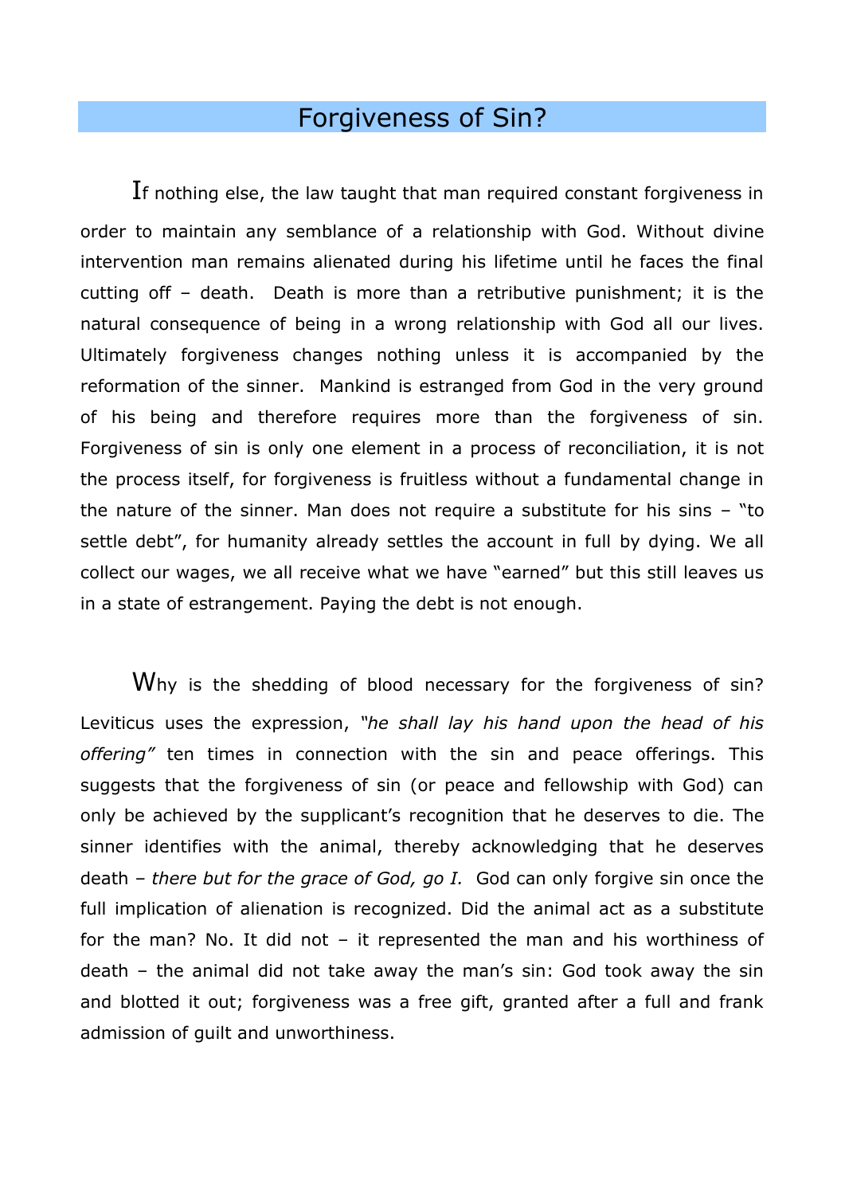# Forgiveness of Sin?

If nothing else, the law taught that man required constant forgiveness in order to maintain any semblance of a relationship with God. Without divine intervention man remains alienated during his lifetime until he faces the final cutting off – death. Death is more than a retributive punishment; it is the natural consequence of being in a wrong relationship with God all our lives. Ultimately forgiveness changes nothing unless it is accompanied by the reformation of the sinner. Mankind is estranged from God in the very ground of his being and therefore requires more than the forgiveness of sin. Forgiveness of sin is only one element in a process of reconciliation, it is not the process itself, for forgiveness is fruitless without a fundamental change in the nature of the sinner. Man does not require a substitute for his sins – "to settle debt", for humanity already settles the account in full by dying. We all collect our wages, we all receive what we have "earned" but this still leaves us in a state of estrangement. Paying the debt is not enough.

Why is the shedding of blood necessary for the forgiveness of sin? Leviticus uses the expression, *"he shall lay his hand upon the head of his offering"* ten times in connection with the sin and peace offerings. This suggests that the forgiveness of sin (or peace and fellowship with God) can only be achieved by the supplicant's recognition that he deserves to die. The sinner identifies with the animal, thereby acknowledging that he deserves death – *there but for the grace of God, go I.* God can only forgive sin once the full implication of alienation is recognized. Did the animal act as a substitute for the man? No. It did not – it represented the man and his worthiness of death – the animal did not take away the man's sin: God took away the sin and blotted it out; forgiveness was a free gift, granted after a full and frank admission of guilt and unworthiness.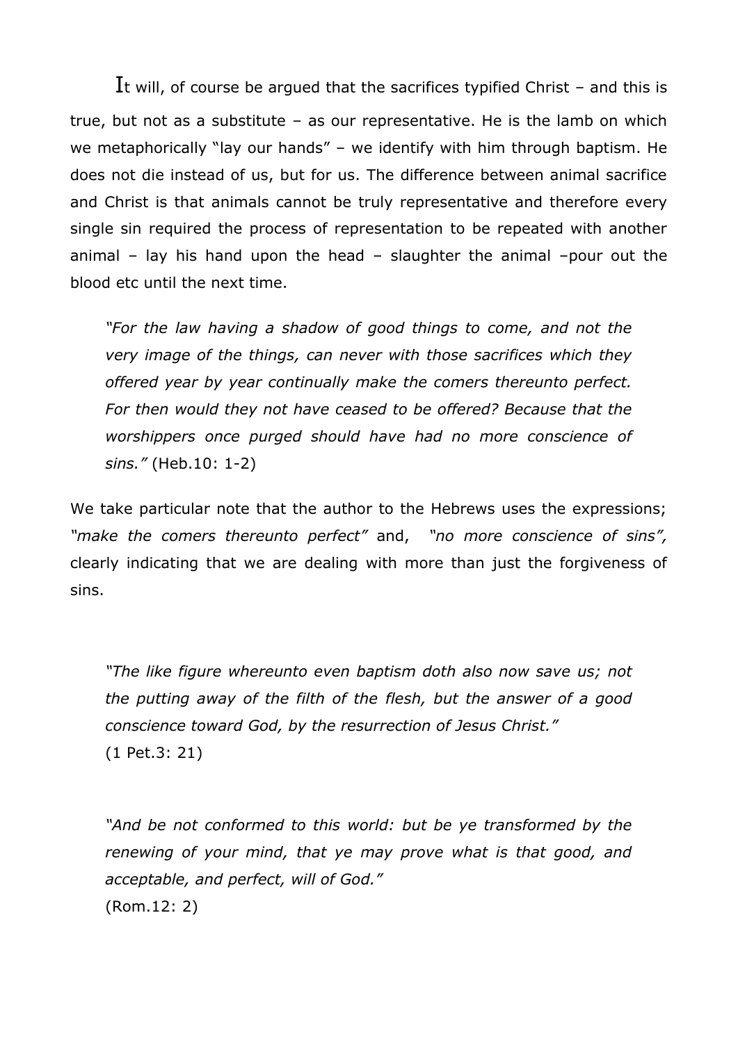It will, of course be argued that the sacrifices typified Christ – and this is true, but not as a substitute – as our representative. He is the lamb on which we metaphorically "lay our hands" – we identify with him through baptism. He does not die instead of us, but for us. The difference between animal sacrifice and Christ is that animals cannot be truly representative and therefore every single sin required the process of representation to be repeated with another animal – lay his hand upon the head – slaughter the animal –pour out the blood etc until the next time.

> *"For the law having a shadow of good things to come, and not the very image of the things, can never with those sacrifices which they offered year by year continually make the comers thereunto perfect. For then would they not have ceased to be offered? Because that the worshippers once purged should have had no more conscience of sins."* (Heb.10: 1-2)

We take particular note that the author to the Hebrews uses the expressions; *"make the comers thereunto perfect"* and, *"no more conscience of sins"*, clearly indicating that we are dealing with more than just the forgiveness of sins.

> *"The like figure whereunto even baptism doth also now save us; not the putting away of the filth of the flesh, but the answer of a good conscience toward God, by the resurrection of Jesus Christ."*
> (1 Pet.3: 21)

> *"And be not conformed to this world: but be ye transformed by the renewing of your mind, that ye may prove what is that good, and acceptable, and perfect, will of God."*
> (Rom.12: 2)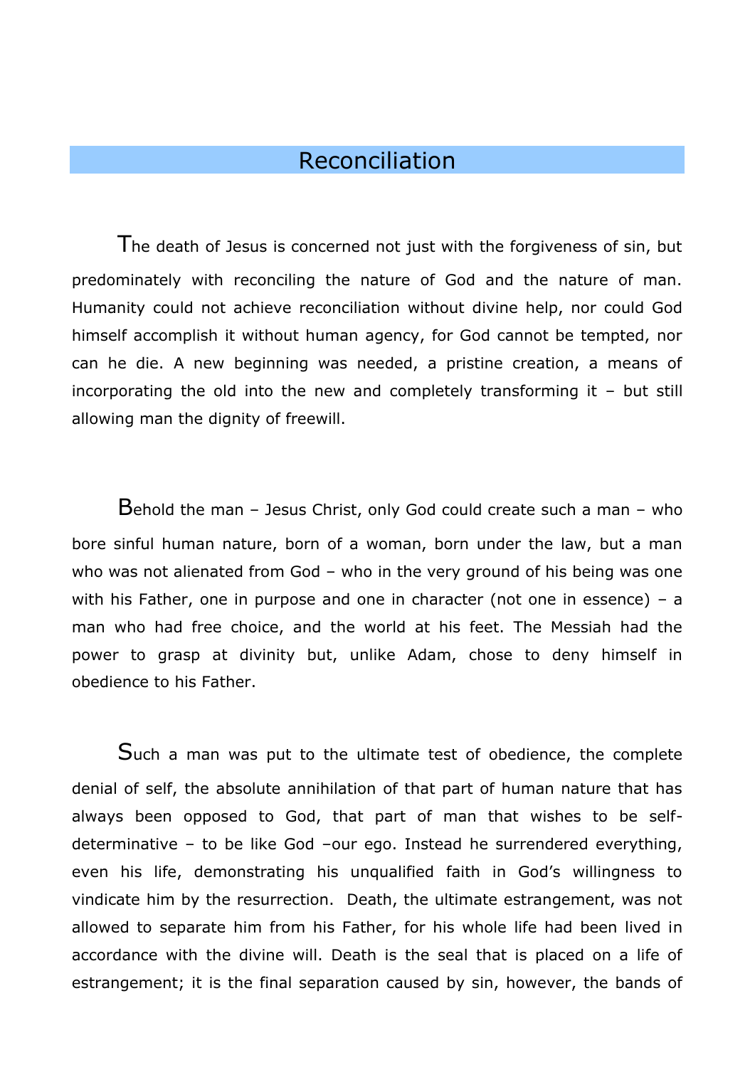## Reconciliation

The death of Jesus is concerned not just with the forgiveness of sin, but predominately with reconciling the nature of God and the nature of man. Humanity could not achieve reconciliation without divine help, nor could God himself accomplish it without human agency, for God cannot be tempted, nor can he die. A new beginning was needed, a pristine creation, a means of incorporating the old into the new and completely transforming it – but still allowing man the dignity of freewill.

Behold the man – Jesus Christ, only God could create such a man – who bore sinful human nature, born of a woman, born under the law, but a man who was not alienated from God – who in the very ground of his being was one with his Father, one in purpose and one in character (not one in essence) – a man who had free choice, and the world at his feet. The Messiah had the power to grasp at divinity but, unlike Adam, chose to deny himself in obedience to his Father.

Such a man was put to the ultimate test of obedience, the complete denial of self, the absolute annihilation of that part of human nature that has always been opposed to God, that part of man that wishes to be self-determinative – to be like God –our ego. Instead he surrendered everything, even his life, demonstrating his unqualified faith in God's willingness to vindicate him by the resurrection. Death, the ultimate estrangement, was not allowed to separate him from his Father, for his whole life had been lived in accordance with the divine will. Death is the seal that is placed on a life of estrangement; it is the final separation caused by sin, however, the bands of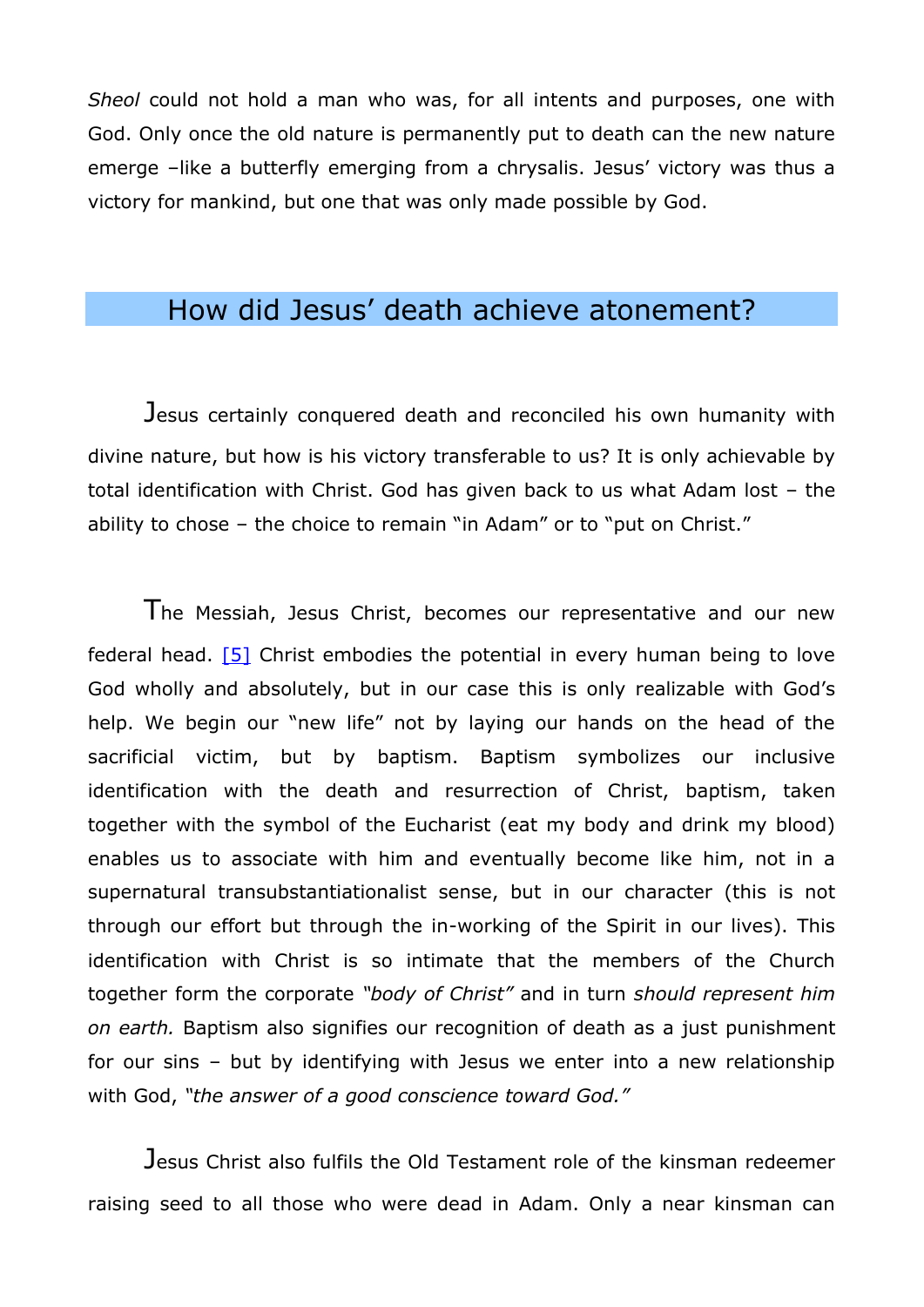*Sheol* could not hold a man who was, for all intents and purposes, one with God. Only once the old nature is permanently put to death can the new nature emerge –like a butterfly emerging from a chrysalis. Jesus' victory was thus a victory for mankind, but one that was only made possible by God.

## How did Jesus' death achieve atonement?

Jesus certainly conquered death and reconciled his own humanity with divine nature, but how is his victory transferable to us? It is only achievable by total identification with Christ. God has given back to us what Adam lost – the ability to chose – the choice to remain "in Adam" or to "put on Christ."

The Messiah, Jesus Christ, becomes our representative and our new federal head. [5] Christ embodies the potential in every human being to love God wholly and absolutely, but in our case this is only realizable with God's help. We begin our "new life" not by laying our hands on the head of the sacrificial victim, but by baptism. Baptism symbolizes our inclusive identification with the death and resurrection of Christ, baptism, taken together with the symbol of the Eucharist (eat my body and drink my blood) enables us to associate with him and eventually become like him, not in a supernatural transubstantiationalist sense, but in our character (this is not through our effort but through the in-working of the Spirit in our lives). This identification with Christ is so intimate that the members of the Church together form the corporate *"body of Christ"* and in turn *should represent him on earth.* Baptism also signifies our recognition of death as a just punishment for our sins – but by identifying with Jesus we enter into a new relationship with God, *"the answer of a good conscience toward God."*

Jesus Christ also fulfils the Old Testament role of the kinsman redeemer raising seed to all those who were dead in Adam. Only a near kinsman can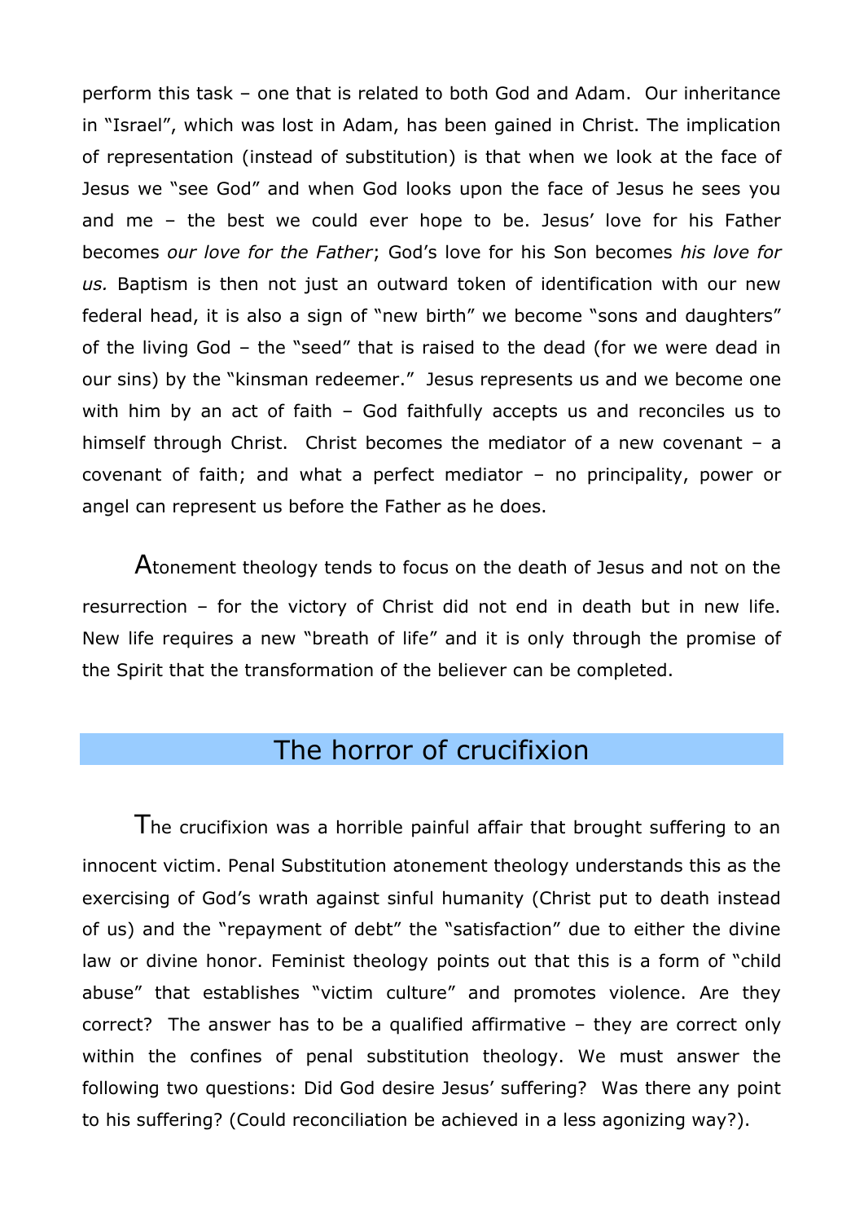perform this task – one that is related to both God and Adam. Our inheritance in "Israel", which was lost in Adam, has been gained in Christ. The implication of representation (instead of substitution) is that when we look at the face of Jesus we "see God" and when God looks upon the face of Jesus he sees you and me – the best we could ever hope to be. Jesus' love for his Father becomes *our love for the Father*; God's love for his Son becomes *his love for us.* Baptism is then not just an outward token of identification with our new federal head, it is also a sign of "new birth" we become "sons and daughters" of the living God – the "seed" that is raised to the dead (for we were dead in our sins) by the "kinsman redeemer." Jesus represents us and we become one with him by an act of faith – God faithfully accepts us and reconciles us to himself through Christ. Christ becomes the mediator of a new covenant – a covenant of faith; and what a perfect mediator – no principality, power or angel can represent us before the Father as he does.

Atonement theology tends to focus on the death of Jesus and not on the resurrection – for the victory of Christ did not end in death but in new life. New life requires a new "breath of life" and it is only through the promise of the Spirit that the transformation of the believer can be completed.

## The horror of crucifixion

The crucifixion was a horrible painful affair that brought suffering to an innocent victim. Penal Substitution atonement theology understands this as the exercising of God's wrath against sinful humanity (Christ put to death instead of us) and the "repayment of debt" the "satisfaction" due to either the divine law or divine honor. Feminist theology points out that this is a form of "child abuse" that establishes "victim culture" and promotes violence. Are they correct? The answer has to be a qualified affirmative – they are correct only within the confines of penal substitution theology. We must answer the following two questions: Did God desire Jesus' suffering? Was there any point to his suffering? (Could reconciliation be achieved in a less agonizing way?).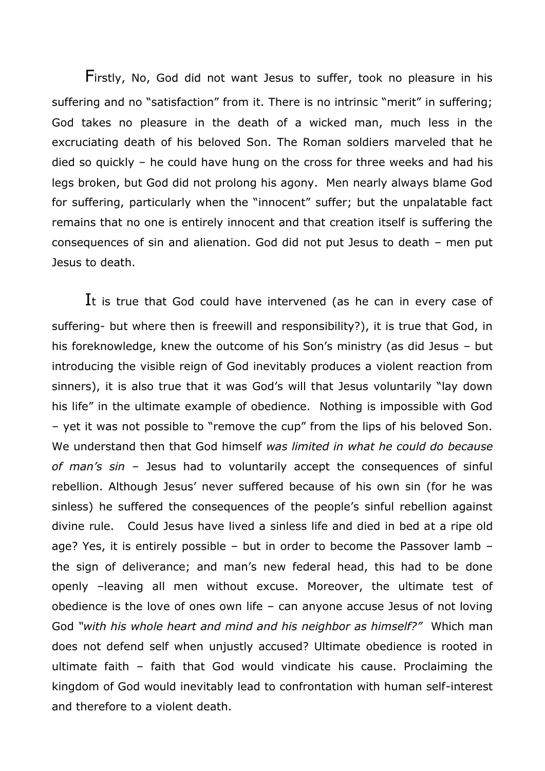Firstly, No, God did not want Jesus to suffer, took no pleasure in his suffering and no "satisfaction" from it. There is no intrinsic "merit" in suffering; God takes no pleasure in the death of a wicked man, much less in the excruciating death of his beloved Son. The Roman soldiers marveled that he died so quickly – he could have hung on the cross for three weeks and had his legs broken, but God did not prolong his agony. Men nearly always blame God for suffering, particularly when the "innocent" suffer; but the unpalatable fact remains that no one is entirely innocent and that creation itself is suffering the consequences of sin and alienation. God did not put Jesus to death – men put Jesus to death.

It is true that God could have intervened (as he can in every case of suffering- but where then is freewill and responsibility?), it is true that God, in his foreknowledge, knew the outcome of his Son's ministry (as did Jesus – but introducing the visible reign of God inevitably produces a violent reaction from sinners), it is also true that it was God's will that Jesus voluntarily "lay down his life" in the ultimate example of obedience. Nothing is impossible with God – yet it was not possible to "remove the cup" from the lips of his beloved Son. We understand then that God himself *was limited in what he could do because of man's sin* – Jesus had to voluntarily accept the consequences of sinful rebellion. Although Jesus' never suffered because of his own sin (for he was sinless) he suffered the consequences of the people's sinful rebellion against divine rule. Could Jesus have lived a sinless life and died in bed at a ripe old age? Yes, it is entirely possible – but in order to become the Passover lamb – the sign of deliverance; and man's new federal head, this had to be done openly –leaving all men without excuse. Moreover, the ultimate test of obedience is the love of ones own life – can anyone accuse Jesus of not loving God *"with his whole heart and mind and his neighbor as himself?"* Which man does not defend self when unjustly accused? Ultimate obedience is rooted in ultimate faith – faith that God would vindicate his cause. Proclaiming the kingdom of God would inevitably lead to confrontation with human self-interest and therefore to a violent death.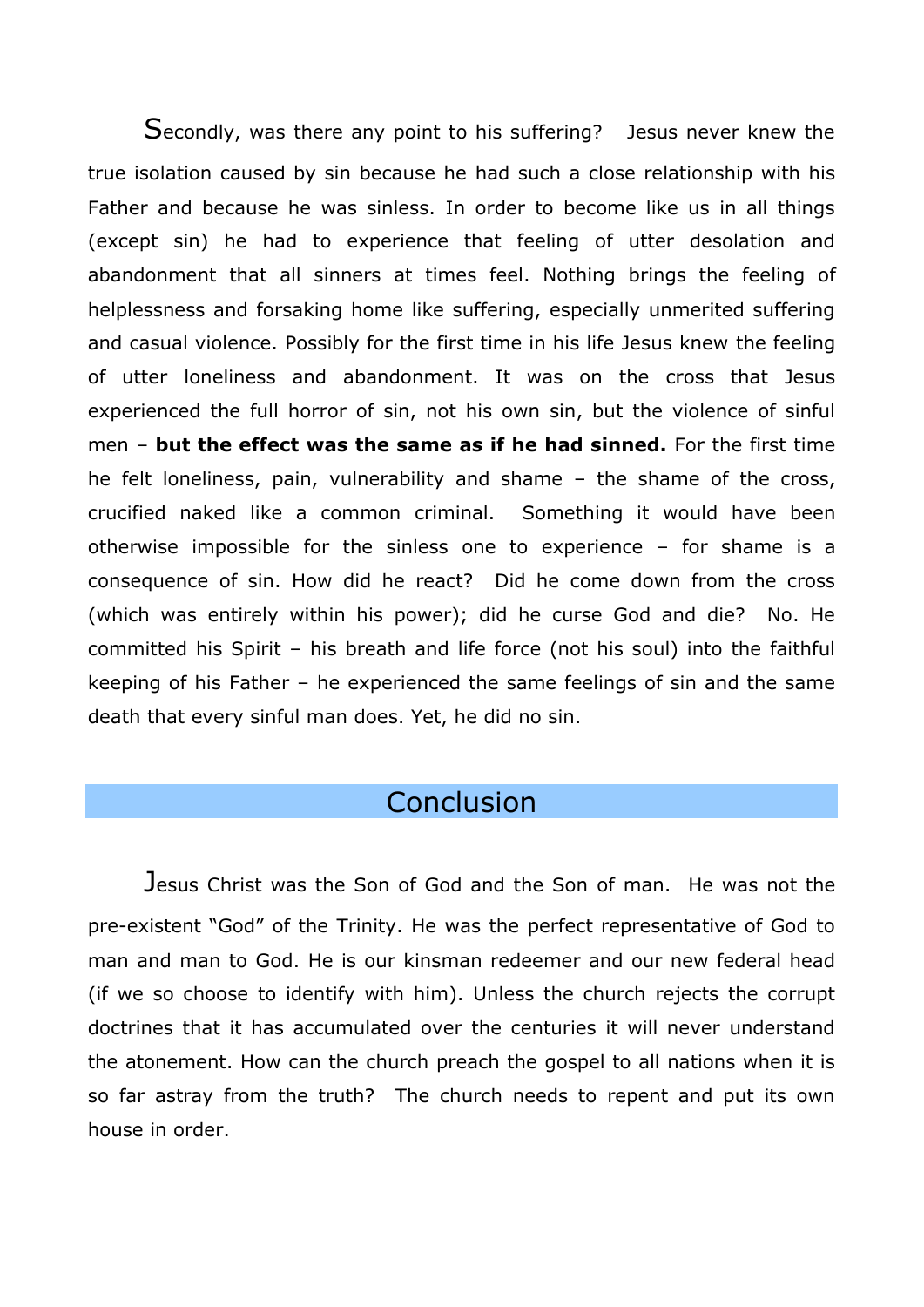Secondly, was there any point to his suffering? Jesus never knew the true isolation caused by sin because he had such a close relationship with his Father and because he was sinless. In order to become like us in all things (except sin) he had to experience that feeling of utter desolation and abandonment that all sinners at times feel. Nothing brings the feeling of helplessness and forsaking home like suffering, especially unmerited suffering and casual violence. Possibly for the first time in his life Jesus knew the feeling of utter loneliness and abandonment. It was on the cross that Jesus experienced the full horror of sin, not his own sin, but the violence of sinful men – **but the effect was the same as if he had sinned.** For the first time he felt loneliness, pain, vulnerability and shame – the shame of the cross, crucified naked like a common criminal. Something it would have been otherwise impossible for the sinless one to experience – for shame is a consequence of sin. How did he react? Did he come down from the cross (which was entirely within his power); did he curse God and die? No. He committed his Spirit – his breath and life force (not his soul) into the faithful keeping of his Father – he experienced the same feelings of sin and the same death that every sinful man does. Yet, he did no sin.

## Conclusion

Jesus Christ was the Son of God and the Son of man. He was not the pre-existent "God" of the Trinity. He was the perfect representative of God to man and man to God. He is our kinsman redeemer and our new federal head (if we so choose to identify with him). Unless the church rejects the corrupt doctrines that it has accumulated over the centuries it will never understand the atonement. How can the church preach the gospel to all nations when it is so far astray from the truth? The church needs to repent and put its own house in order.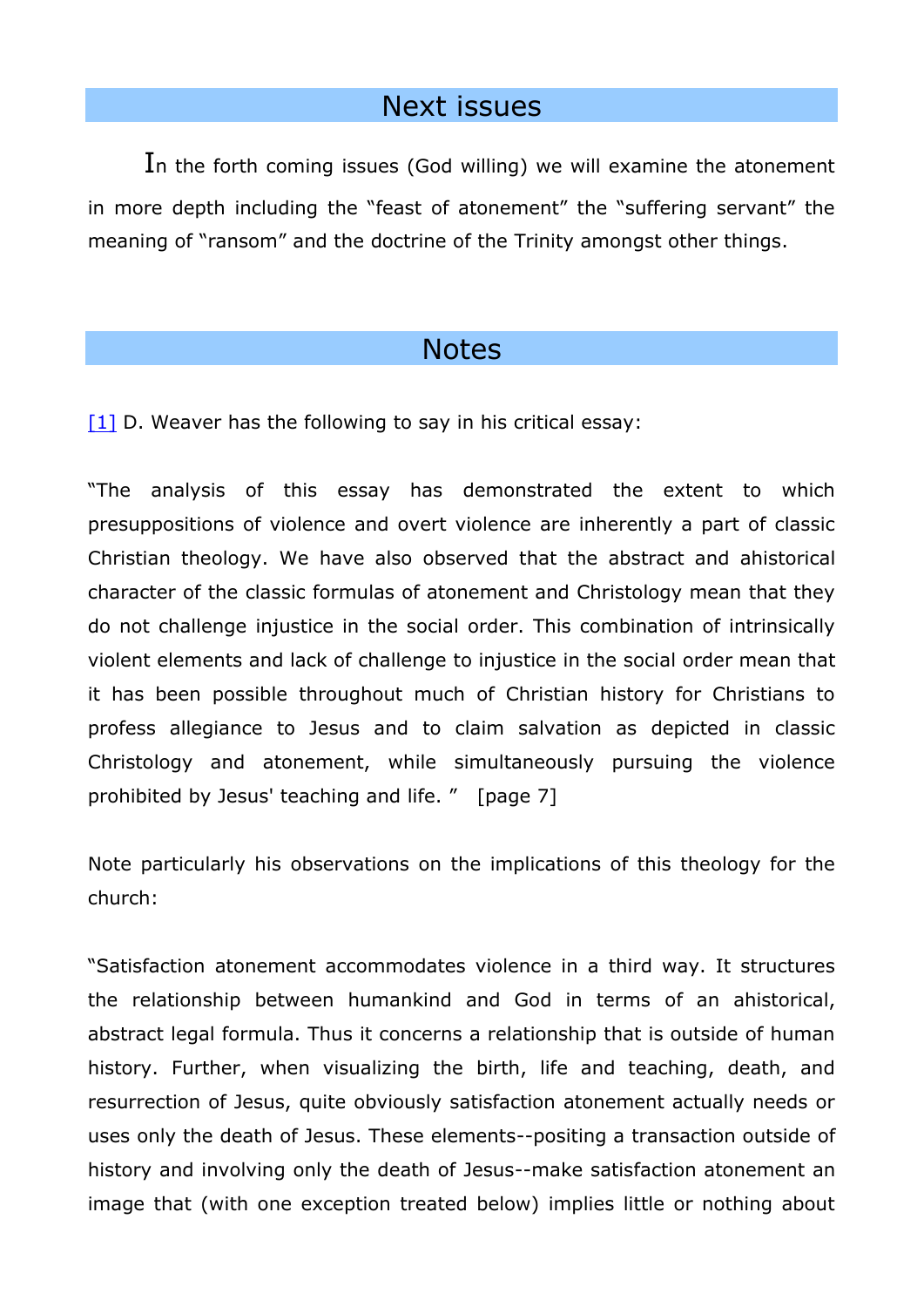## Next issues

In the forth coming issues (God willing) we will examine the atonement in more depth including the “feast of atonement” the “suffering servant” the meaning of “ransom” and the doctrine of the Trinity amongst other things.

## Notes

[1] D. Weaver has the following to say in his critical essay:

“The analysis of this essay has demonstrated the extent to which presuppositions of violence and overt violence are inherently a part of classic Christian theology. We have also observed that the abstract and ahistorical character of the classic formulas of atonement and Christology mean that they do not challenge injustice in the social order. This combination of intrinsically violent elements and lack of challenge to injustice in the social order mean that it has been possible throughout much of Christian history for Christians to profess allegiance to Jesus and to claim salvation as depicted in classic Christology and atonement, while simultaneously pursuing the violence prohibited by Jesus' teaching and life. ” [page 7]

Note particularly his observations on the implications of this theology for the church:

“Satisfaction atonement accommodates violence in a third way. It structures the relationship between humankind and God in terms of an ahistorical, abstract legal formula. Thus it concerns a relationship that is outside of human history. Further, when visualizing the birth, life and teaching, death, and resurrection of Jesus, quite obviously satisfaction atonement actually needs or uses only the death of Jesus. These elements--positing a transaction outside of history and involving only the death of Jesus--make satisfaction atonement an image that (with one exception treated below) implies little or nothing about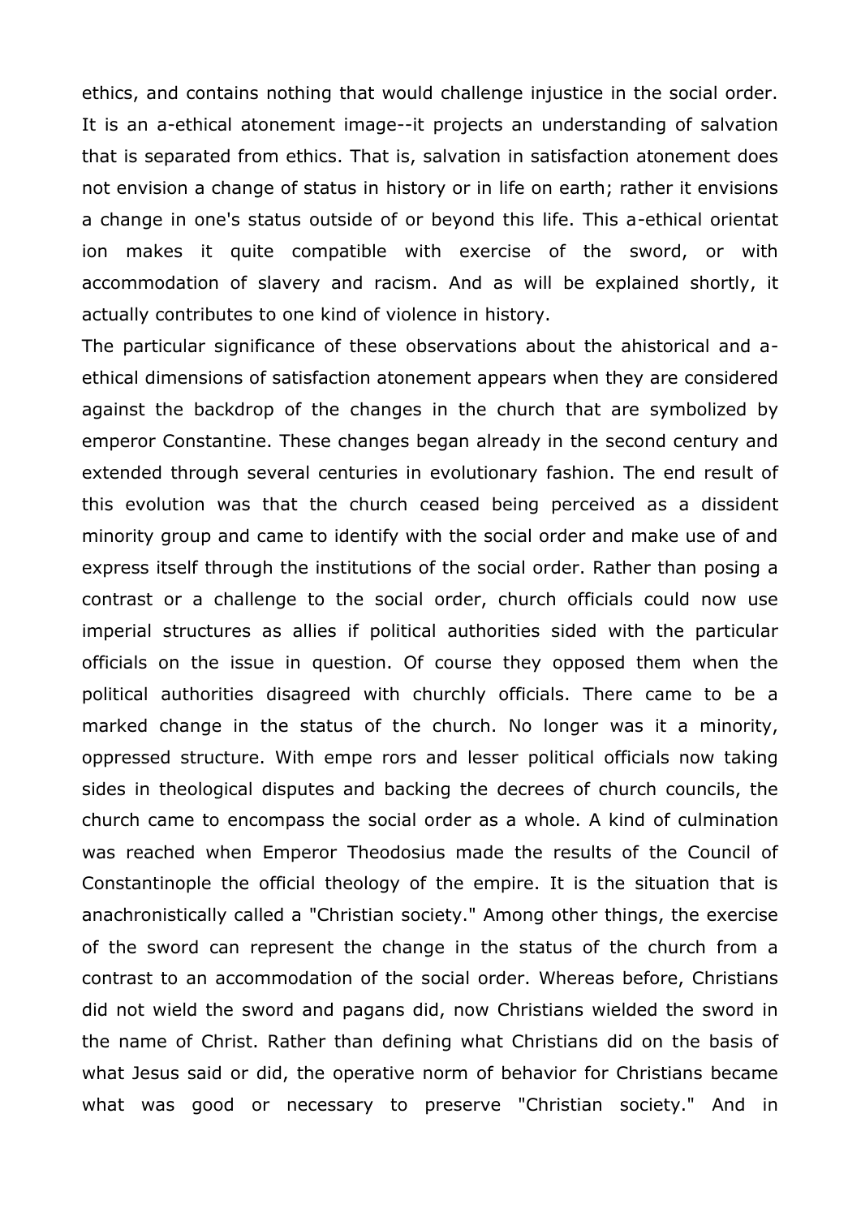ethics, and contains nothing that would challenge injustice in the social order. It is an a-ethical atonement image--it projects an understanding of salvation that is separated from ethics. That is, salvation in satisfaction atonement does not envision a change of status in history or in life on earth; rather it envisions a change in one's status outside of or beyond this life. This a-ethical orientat ion makes it quite compatible with exercise of the sword, or with accommodation of slavery and racism. And as will be explained shortly, it actually contributes to one kind of violence in history.

The particular significance of these observations about the ahistorical and a-ethical dimensions of satisfaction atonement appears when they are considered against the backdrop of the changes in the church that are symbolized by emperor Constantine. These changes began already in the second century and extended through several centuries in evolutionary fashion. The end result of this evolution was that the church ceased being perceived as a dissident minority group and came to identify with the social order and make use of and express itself through the institutions of the social order. Rather than posing a contrast or a challenge to the social order, church officials could now use imperial structures as allies if political authorities sided with the particular officials on the issue in question. Of course they opposed them when the political authorities disagreed with churchly officials. There came to be a marked change in the status of the church. No longer was it a minority, oppressed structure. With empe rors and lesser political officials now taking sides in theological disputes and backing the decrees of church councils, the church came to encompass the social order as a whole. A kind of culmination was reached when Emperor Theodosius made the results of the Council of Constantinople the official theology of the empire. It is the situation that is anachronistically called a "Christian society." Among other things, the exercise of the sword can represent the change in the status of the church from a contrast to an accommodation of the social order. Whereas before, Christians did not wield the sword and pagans did, now Christians wielded the sword in the name of Christ. Rather than defining what Christians did on the basis of what Jesus said or did, the operative norm of behavior for Christians became what was good or necessary to preserve "Christian society." And in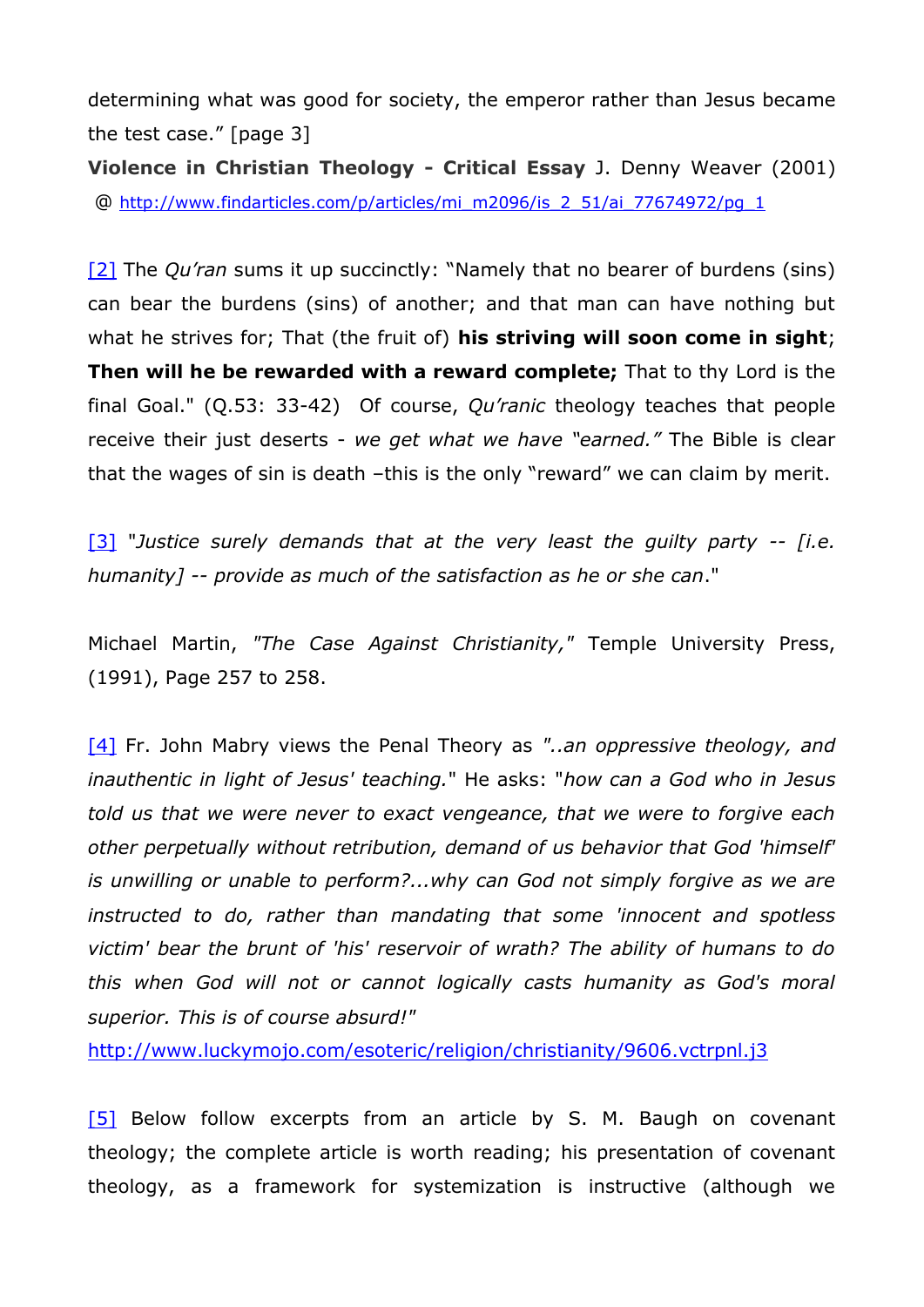determining what was good for society, the emperor rather than Jesus became the test case." [page 3]

**Violence in Christian Theology - Critical Essay** J. Denny Weaver (2001) @ http://www.findarticles.com/p/articles/mi_m2096/is_2_51/ai_77674972/pg_1

[2] The *Qu'ran* sums it up succinctly: "Namely that no bearer of burdens (sins) can bear the burdens (sins) of another; and that man can have nothing but what he strives for; That (the fruit of) **his striving will soon come in sight**; **Then will he be rewarded with a reward complete;** That to thy Lord is the final Goal." (Q.53: 33-42) Of course, *Qu'ranic* theology teaches that people receive their just deserts - *we get what we have "earned."* The Bible is clear that the wages of sin is death –this is the only "reward" we can claim by merit.

[3] "*Justice surely demands that at the very least the guilty party -- [i.e. humanity] -- provide as much of the satisfaction as he or she can*."

Michael Martin, *"The Case Against Christianity,"* Temple University Press, (1991), Page 257 to 258.

[4] Fr. John Mabry views the Penal Theory as *"..an oppressive theology, and inauthentic in light of Jesus' teaching."* He asks: "*how can a God who in Jesus told us that we were never to exact vengeance, that we were to forgive each other perpetually without retribution, demand of us behavior that God 'himself' is unwilling or unable to perform?...why can God not simply forgive as we are instructed to do, rather than mandating that some 'innocent and spotless victim' bear the brunt of 'his' reservoir of wrath? The ability of humans to do this when God will not or cannot logically casts humanity as God's moral superior. This is of course absurd!"*
http://www.luckymojo.com/esoteric/religion/christianity/9606.vctrpnl.j3

[5] Below follow excerpts from an article by S. M. Baugh on covenant theology; the complete article is worth reading; his presentation of covenant theology, as a framework for systemization is instructive (although we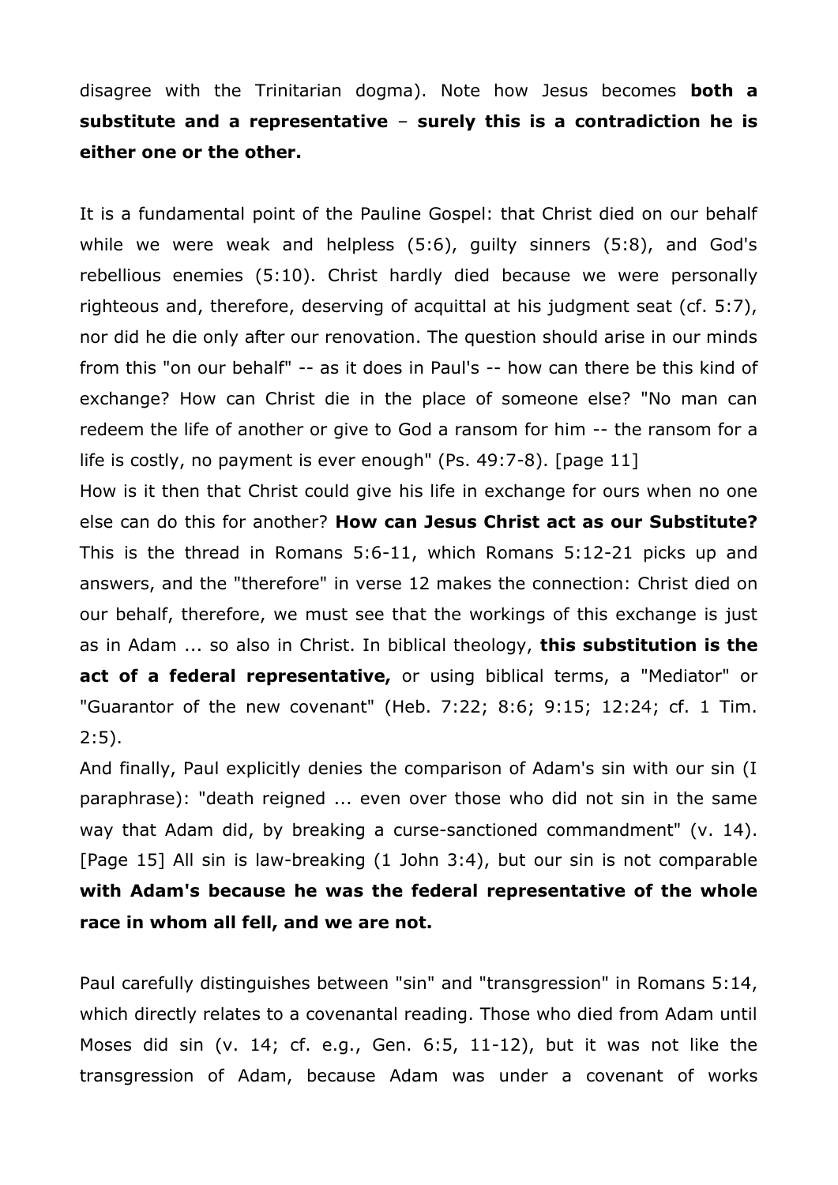disagree with the Trinitarian dogma). Note how Jesus becomes **both a substitute and a representative** – **surely this is a contradiction he is either one or the other.**

It is a fundamental point of the Pauline Gospel: that Christ died on our behalf while we were weak and helpless (5:6), guilty sinners (5:8), and God's rebellious enemies (5:10). Christ hardly died because we were personally righteous and, therefore, deserving of acquittal at his judgment seat (cf. 5:7), nor did he die only after our renovation. The question should arise in our minds from this "on our behalf" -- as it does in Paul's -- how can there be this kind of exchange? How can Christ die in the place of someone else? "No man can redeem the life of another or give to God a ransom for him -- the ransom for a life is costly, no payment is ever enough" (Ps. 49:7-8). [page 11]
How is it then that Christ could give his life in exchange for ours when no one else can do this for another? **How can Jesus Christ act as our Substitute?** This is the thread in Romans 5:6-11, which Romans 5:12-21 picks up and answers, and the "therefore" in verse 12 makes the connection: Christ died on our behalf, therefore, we must see that the workings of this exchange is just as in Adam ... so also in Christ. In biblical theology, **this substitution is the act of a federal representative,** or using biblical terms, a "Mediator" or "Guarantor of the new covenant" (Heb. 7:22; 8:6; 9:15; 12:24; cf. 1 Tim. 2:5).
And finally, Paul explicitly denies the comparison of Adam's sin with our sin (I paraphrase): "death reigned ... even over those who did not sin in the same way that Adam did, by breaking a curse-sanctioned commandment" (v. 14). [Page 15] All sin is law-breaking (1 John 3:4), but our sin is not comparable **with Adam's because he was the federal representative of the whole race in whom all fell, and we are not.**

Paul carefully distinguishes between "sin" and "transgression" in Romans 5:14, which directly relates to a covenantal reading. Those who died from Adam until Moses did sin (v. 14; cf. e.g., Gen. 6:5, 11-12), but it was not like the transgression of Adam, because Adam was under a covenant of works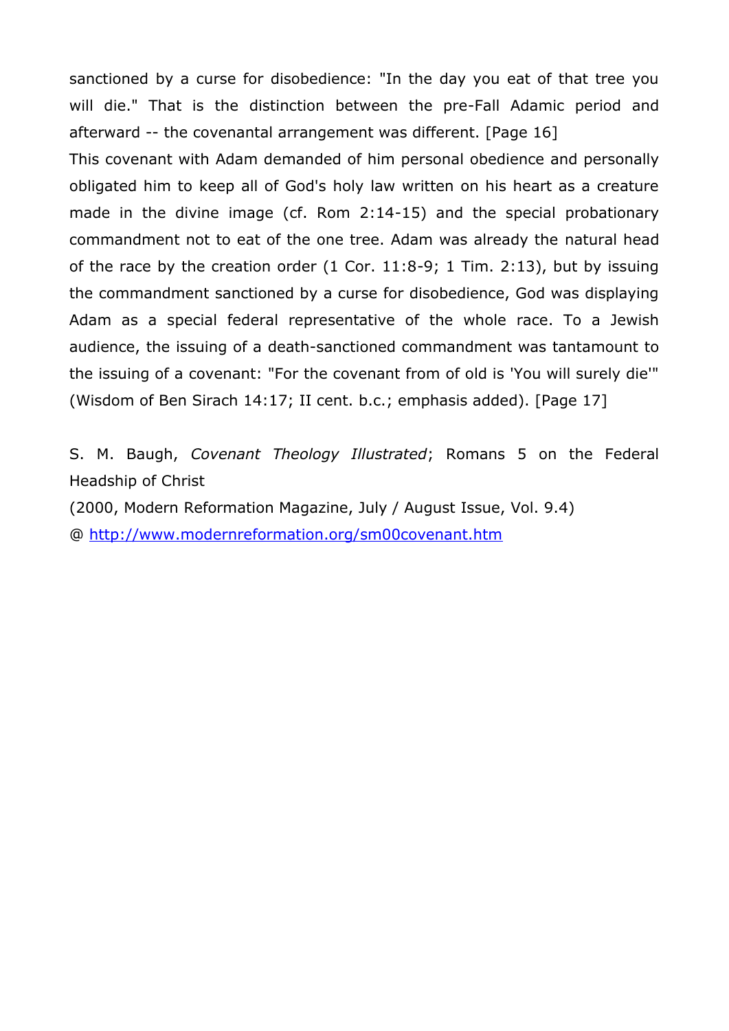sanctioned by a curse for disobedience: "In the day you eat of that tree you will die." That is the distinction between the pre-Fall Adamic period and afterward -- the covenantal arrangement was different. [Page 16]

This covenant with Adam demanded of him personal obedience and personally obligated him to keep all of God's holy law written on his heart as a creature made in the divine image (cf. Rom 2:14-15) and the special probationary commandment not to eat of the one tree. Adam was already the natural head of the race by the creation order (1 Cor. 11:8-9; 1 Tim. 2:13), but by issuing the commandment sanctioned by a curse for disobedience, God was displaying Adam as a special federal representative of the whole race. To a Jewish audience, the issuing of a death-sanctioned commandment was tantamount to the issuing of a covenant: "For the covenant from of old is 'You will surely die'" (Wisdom of Ben Sirach 14:17; II cent. b.c.; emphasis added). [Page 17]

S. M. Baugh, *Covenant Theology Illustrated*; Romans 5 on the Federal Headship of Christ
(2000, Modern Reformation Magazine, July / August Issue, Vol. 9.4)
@ http://www.modernreformation.org/sm00covenant.htm